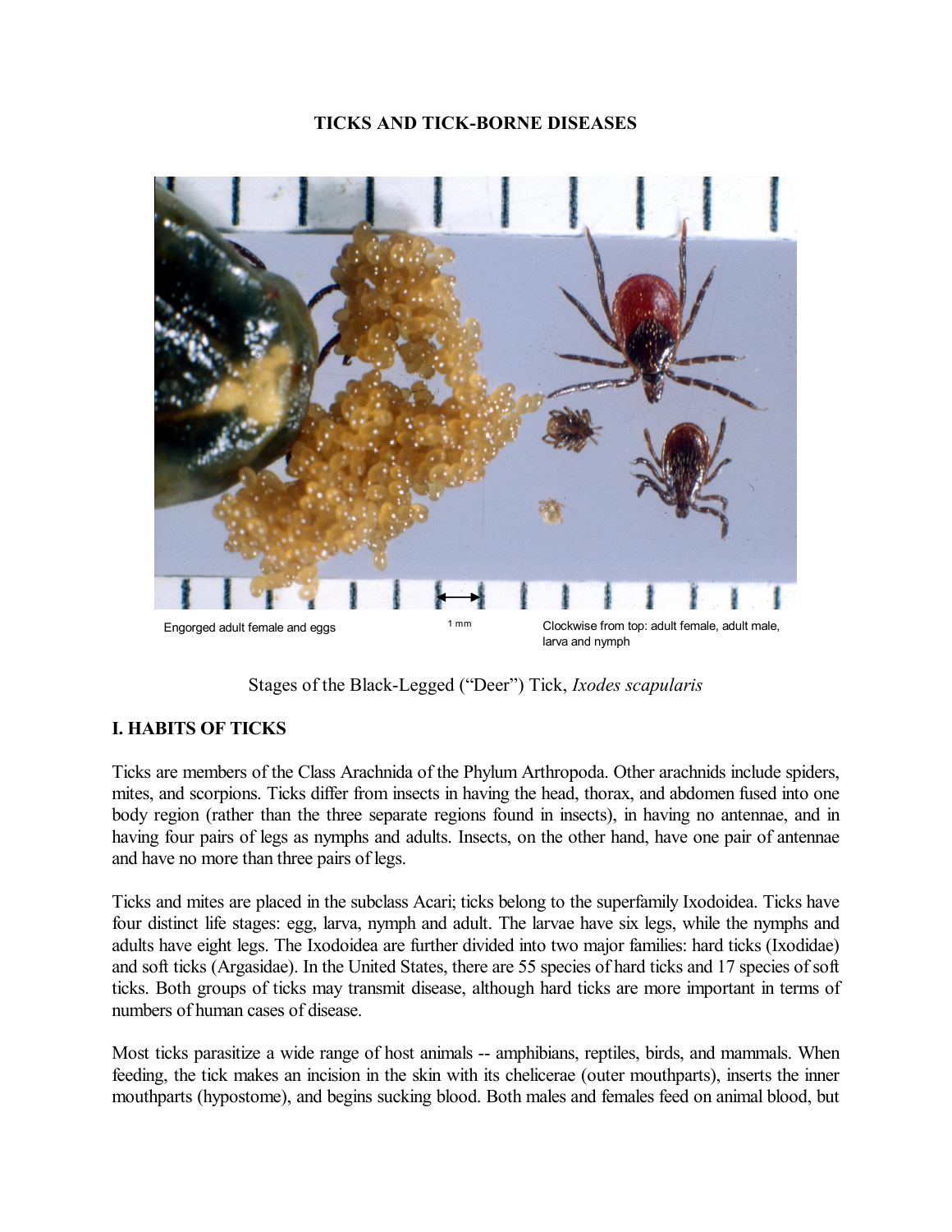# TICKS AND TICK-BORNE DISEASES

Engorged adult female and eggs

1 mm

Clockwise from top: adult female, adult male, larva and nymph

Stages of the Black-Legged ("Deer") Tick, *Ixodes scapularis*

## I. HABITS OF TICKS

Ticks are members of the Class Arachnida of the Phylum Arthropoda. Other arachnids include spiders, mites, and scorpions. Ticks differ from insects in having the head, thorax, and abdomen fused into one body region (rather than the three separate regions found in insects), in having no antennae, and in having four pairs of legs as nymphs and adults. Insects, on the other hand, have one pair of antennae and have no more than three pairs of legs.

Ticks and mites are placed in the subclass Acari; ticks belong to the superfamily Ixodoidea. Ticks have four distinct life stages: egg, larva, nymph and adult. The larvae have six legs, while the nymphs and adults have eight legs. The Ixodoidea are further divided into two major families: hard ticks (Ixodidae) and soft ticks (Argasidae). In the United States, there are 55 species of hard ticks and 17 species of soft ticks. Both groups of ticks may transmit disease, although hard ticks are more important in terms of numbers of human cases of disease.

Most ticks parasitize a wide range of host animals -- amphibians, reptiles, birds, and mammals. When feeding, the tick makes an incision in the skin with its chelicerae (outer mouthparts), inserts the inner mouthparts (hypostome), and begins sucking blood. Both males and females feed on animal blood, but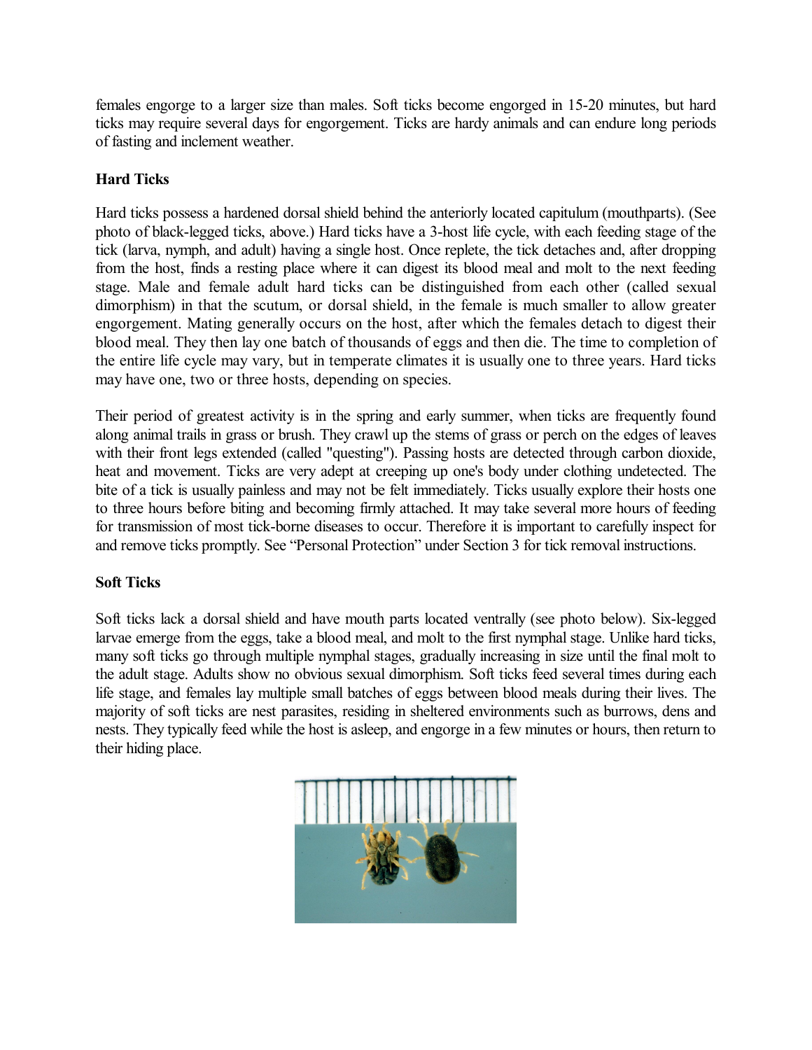females engorge to a larger size than males. Soft ticks become engorged in 15-20 minutes, but hard ticks may require several days for engorgement. Ticks are hardy animals and can endure long periods of fasting and inclement weather.

**Hard Ticks**

Hard ticks possess a hardened dorsal shield behind the anteriorly located capitulum (mouthparts). (See photo of black-legged ticks, above.) Hard ticks have a 3-host life cycle, with each feeding stage of the tick (larva, nymph, and adult) having a single host. Once replete, the tick detaches and, after dropping from the host, finds a resting place where it can digest its blood meal and molt to the next feeding stage. Male and female adult hard ticks can be distinguished from each other (called sexual dimorphism) in that the scutum, or dorsal shield, in the female is much smaller to allow greater engorgement. Mating generally occurs on the host, after which the females detach to digest their blood meal. They then lay one batch of thousands of eggs and then die. The time to completion of the entire life cycle may vary, but in temperate climates it is usually one to three years. Hard ticks may have one, two or three hosts, depending on species.

Their period of greatest activity is in the spring and early summer, when ticks are frequently found along animal trails in grass or brush. They crawl up the stems of grass or perch on the edges of leaves with their front legs extended (called "questing"). Passing hosts are detected through carbon dioxide, heat and movement. Ticks are very adept at creeping up one's body under clothing undetected. The bite of a tick is usually painless and may not be felt immediately. Ticks usually explore their hosts one to three hours before biting and becoming firmly attached. It may take several more hours of feeding for transmission of most tick-borne diseases to occur. Therefore it is important to carefully inspect for and remove ticks promptly. See "Personal Protection" under Section 3 for tick removal instructions.

**Soft Ticks**

Soft ticks lack a dorsal shield and have mouth parts located ventrally (see photo below). Six-legged larvae emerge from the eggs, take a blood meal, and molt to the first nymphal stage. Unlike hard ticks, many soft ticks go through multiple nymphal stages, gradually increasing in size until the final molt to the adult stage. Adults show no obvious sexual dimorphism. Soft ticks feed several times during each life stage, and females lay multiple small batches of eggs between blood meals during their lives. The majority of soft ticks are nest parasites, residing in sheltered environments such as burrows, dens and nests. They typically feed while the host is asleep, and engorge in a few minutes or hours, then return to their hiding place.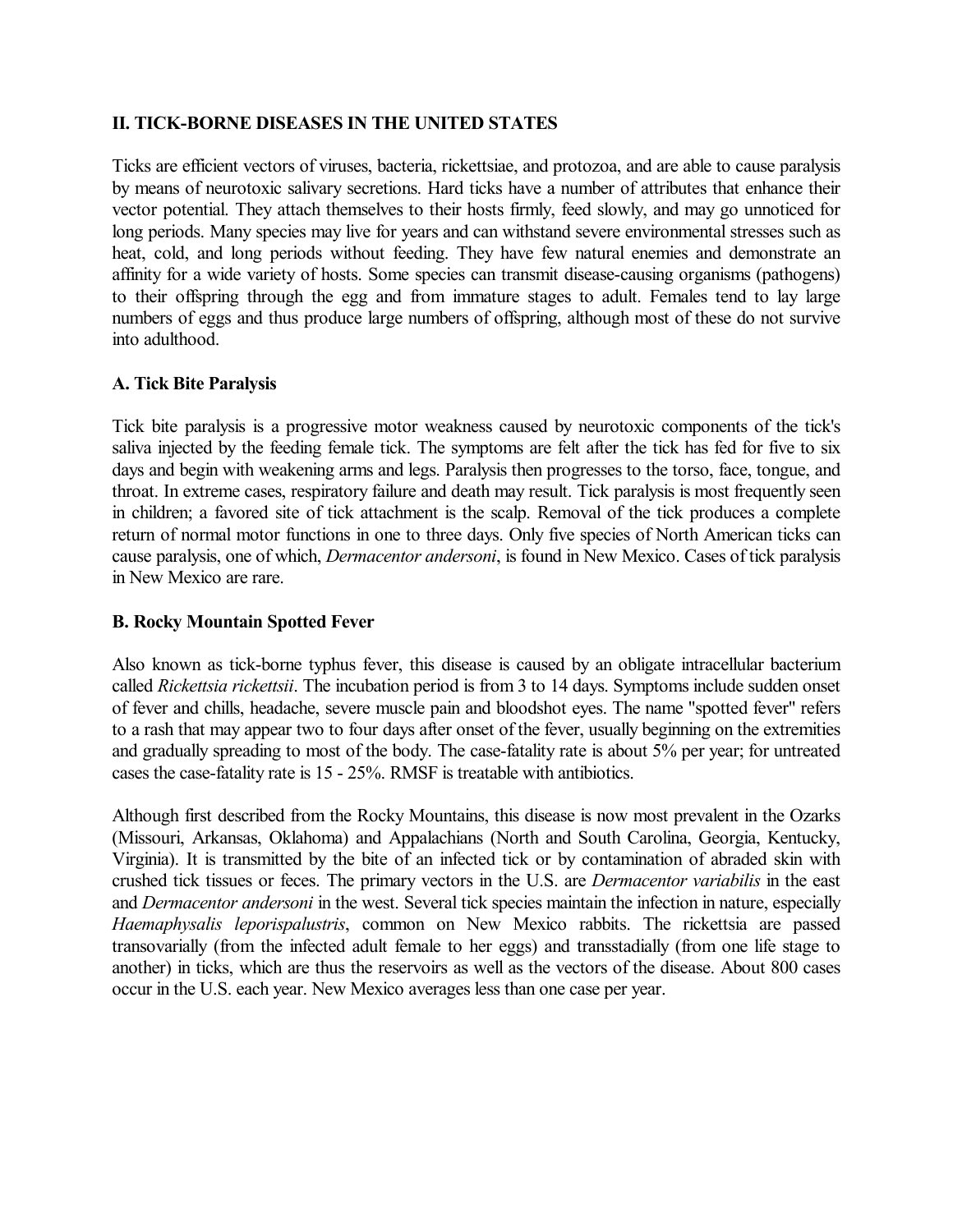## II. TICK-BORNE DISEASES IN THE UNITED STATES

Ticks are efficient vectors of viruses, bacteria, rickettsiae, and protozoa, and are able to cause paralysis by means of neurotoxic salivary secretions. Hard ticks have a number of attributes that enhance their vector potential. They attach themselves to their hosts firmly, feed slowly, and may go unnoticed for long periods. Many species may live for years and can withstand severe environmental stresses such as heat, cold, and long periods without feeding. They have few natural enemies and demonstrate an affinity for a wide variety of hosts. Some species can transmit disease-causing organisms (pathogens) to their offspring through the egg and from immature stages to adult. Females tend to lay large numbers of eggs and thus produce large numbers of offspring, although most of these do not survive into adulthood.

### A. Tick Bite Paralysis

Tick bite paralysis is a progressive motor weakness caused by neurotoxic components of the tick's saliva injected by the feeding female tick. The symptoms are felt after the tick has fed for five to six days and begin with weakening arms and legs. Paralysis then progresses to the torso, face, tongue, and throat. In extreme cases, respiratory failure and death may result. Tick paralysis is most frequently seen in children; a favored site of tick attachment is the scalp. Removal of the tick produces a complete return of normal motor functions in one to three days. Only five species of North American ticks can cause paralysis, one of which, *Dermacentor andersoni*, is found in New Mexico. Cases of tick paralysis in New Mexico are rare.

### B. Rocky Mountain Spotted Fever

Also known as tick-borne typhus fever, this disease is caused by an obligate intracellular bacterium called *Rickettsia rickettsii*. The incubation period is from 3 to 14 days. Symptoms include sudden onset of fever and chills, headache, severe muscle pain and bloodshot eyes. The name "spotted fever" refers to a rash that may appear two to four days after onset of the fever, usually beginning on the extremities and gradually spreading to most of the body. The case-fatality rate is about 5% per year; for untreated cases the case-fatality rate is 15 - 25%. RMSF is treatable with antibiotics.

Although first described from the Rocky Mountains, this disease is now most prevalent in the Ozarks (Missouri, Arkansas, Oklahoma) and Appalachians (North and South Carolina, Georgia, Kentucky, Virginia). It is transmitted by the bite of an infected tick or by contamination of abraded skin with crushed tick tissues or feces. The primary vectors in the U.S. are *Dermacentor variabilis* in the east and *Dermacentor andersoni* in the west. Several tick species maintain the infection in nature, especially *Haemaphysalis leporispalustris*, common on New Mexico rabbits. The rickettsia are passed transovarially (from the infected adult female to her eggs) and transstadially (from one life stage to another) in ticks, which are thus the reservoirs as well as the vectors of the disease. About 800 cases occur in the U.S. each year. New Mexico averages less than one case per year.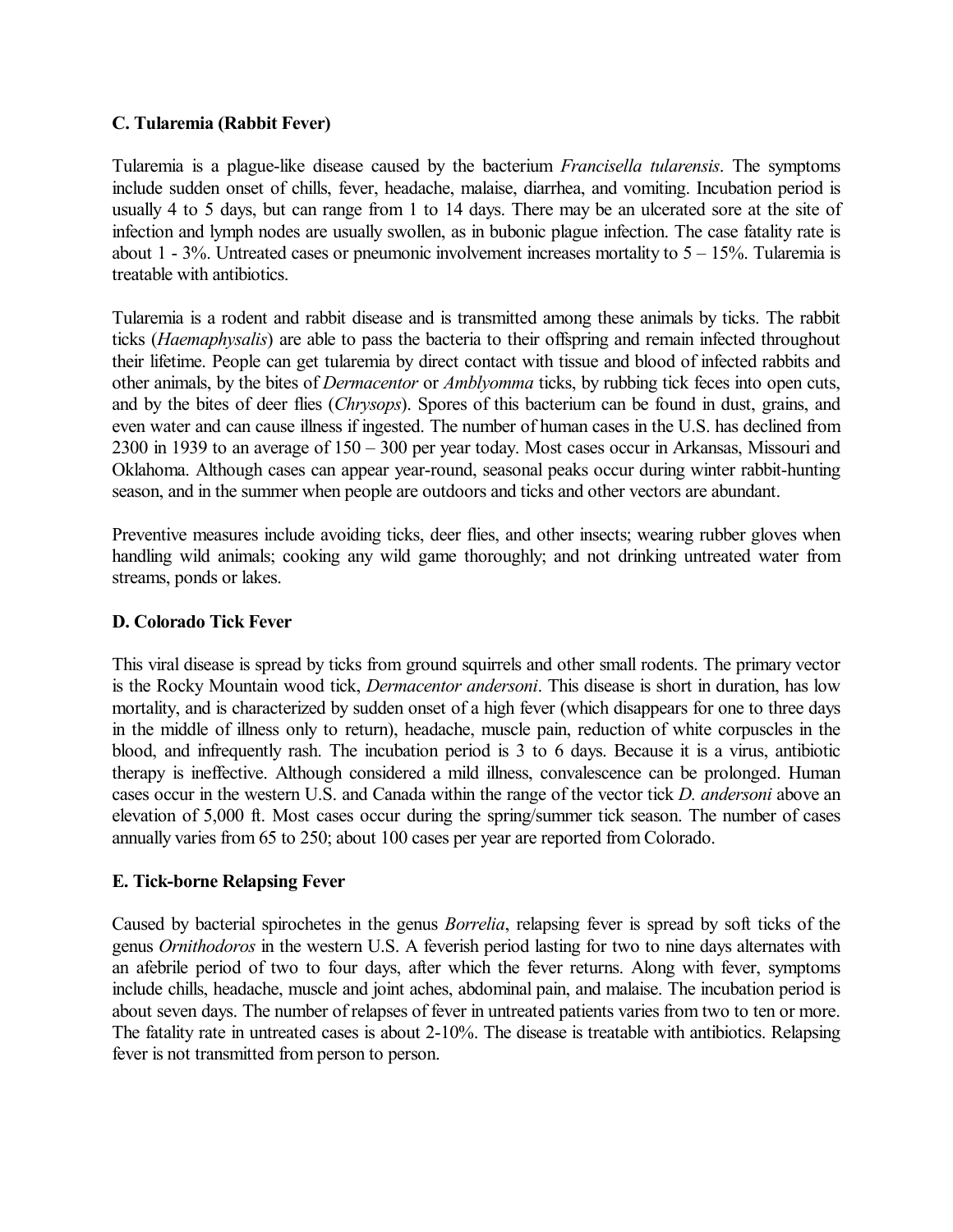**C. Tularemia (Rabbit Fever)**

Tularemia is a plague-like disease caused by the bacterium *Francisella tularensis*. The symptoms include sudden onset of chills, fever, headache, malaise, diarrhea, and vomiting. Incubation period is usually 4 to 5 days, but can range from 1 to 14 days. There may be an ulcerated sore at the site of infection and lymph nodes are usually swollen, as in bubonic plague infection. The case fatality rate is about 1 - 3%. Untreated cases or pneumonic involvement increases mortality to 5 – 15%. Tularemia is treatable with antibiotics.

Tularemia is a rodent and rabbit disease and is transmitted among these animals by ticks. The rabbit ticks (*Haemaphysalis*) are able to pass the bacteria to their offspring and remain infected throughout their lifetime. People can get tularemia by direct contact with tissue and blood of infected rabbits and other animals, by the bites of *Dermacentor* or *Amblyomma* ticks, by rubbing tick feces into open cuts, and by the bites of deer flies (*Chrysops*). Spores of this bacterium can be found in dust, grains, and even water and can cause illness if ingested. The number of human cases in the U.S. has declined from 2300 in 1939 to an average of 150 – 300 per year today. Most cases occur in Arkansas, Missouri and Oklahoma. Although cases can appear year-round, seasonal peaks occur during winter rabbit-hunting season, and in the summer when people are outdoors and ticks and other vectors are abundant.

Preventive measures include avoiding ticks, deer flies, and other insects; wearing rubber gloves when handling wild animals; cooking any wild game thoroughly; and not drinking untreated water from streams, ponds or lakes.

**D. Colorado Tick Fever**

This viral disease is spread by ticks from ground squirrels and other small rodents. The primary vector is the Rocky Mountain wood tick, *Dermacentor andersoni*. This disease is short in duration, has low mortality, and is characterized by sudden onset of a high fever (which disappears for one to three days in the middle of illness only to return), headache, muscle pain, reduction of white corpuscles in the blood, and infrequently rash. The incubation period is 3 to 6 days. Because it is a virus, antibiotic therapy is ineffective. Although considered a mild illness, convalescence can be prolonged. Human cases occur in the western U.S. and Canada within the range of the vector tick *D. andersoni* above an elevation of 5,000 ft. Most cases occur during the spring/summer tick season. The number of cases annually varies from 65 to 250; about 100 cases per year are reported from Colorado.

**E. Tick-borne Relapsing Fever**

Caused by bacterial spirochetes in the genus *Borrelia*, relapsing fever is spread by soft ticks of the genus *Ornithodoros* in the western U.S. A feverish period lasting for two to nine days alternates with an afebrile period of two to four days, after which the fever returns. Along with fever, symptoms include chills, headache, muscle and joint aches, abdominal pain, and malaise. The incubation period is about seven days. The number of relapses of fever in untreated patients varies from two to ten or more. The fatality rate in untreated cases is about 2-10%. The disease is treatable with antibiotics. Relapsing fever is not transmitted from person to person.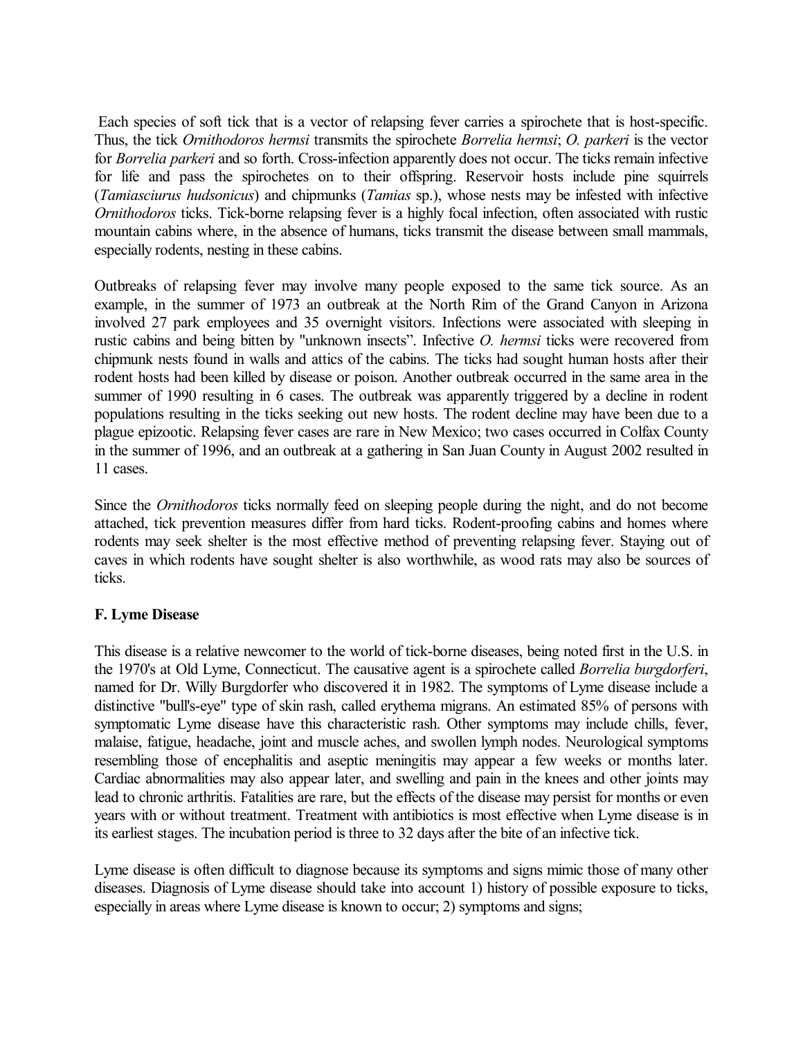Each species of soft tick that is a vector of relapsing fever carries a spirochete that is host-specific. Thus, the tick *Ornithodoros hermsi* transmits the spirochete *Borrelia hermsi*; *O. parkeri* is the vector for *Borrelia parkeri* and so forth. Cross-infection apparently does not occur. The ticks remain infective for life and pass the spirochetes on to their offspring. Reservoir hosts include pine squirrels (*Tamiasciurus hudsonicus*) and chipmunks (*Tamias* sp.), whose nests may be infested with infective *Ornithodoros* ticks. Tick-borne relapsing fever is a highly focal infection, often associated with rustic mountain cabins where, in the absence of humans, ticks transmit the disease between small mammals, especially rodents, nesting in these cabins.

Outbreaks of relapsing fever may involve many people exposed to the same tick source. As an example, in the summer of 1973 an outbreak at the North Rim of the Grand Canyon in Arizona involved 27 park employees and 35 overnight visitors. Infections were associated with sleeping in rustic cabins and being bitten by "unknown insects". Infective *O. hermsi* ticks were recovered from chipmunk nests found in walls and attics of the cabins. The ticks had sought human hosts after their rodent hosts had been killed by disease or poison. Another outbreak occurred in the same area in the summer of 1990 resulting in 6 cases. The outbreak was apparently triggered by a decline in rodent populations resulting in the ticks seeking out new hosts. The rodent decline may have been due to a plague epizootic. Relapsing fever cases are rare in New Mexico; two cases occurred in Colfax County in the summer of 1996, and an outbreak at a gathering in San Juan County in August 2002 resulted in 11 cases.

Since the *Ornithodoros* ticks normally feed on sleeping people during the night, and do not become attached, tick prevention measures differ from hard ticks. Rodent-proofing cabins and homes where rodents may seek shelter is the most effective method of preventing relapsing fever. Staying out of caves in which rodents have sought shelter is also worthwhile, as wood rats may also be sources of ticks.

**F. Lyme Disease**

This disease is a relative newcomer to the world of tick-borne diseases, being noted first in the U.S. in the 1970's at Old Lyme, Connecticut. The causative agent is a spirochete called *Borrelia burgdorferi*, named for Dr. Willy Burgdorfer who discovered it in 1982. The symptoms of Lyme disease include a distinctive "bull's-eye" type of skin rash, called erythema migrans. An estimated 85% of persons with symptomatic Lyme disease have this characteristic rash. Other symptoms may include chills, fever, malaise, fatigue, headache, joint and muscle aches, and swollen lymph nodes. Neurological symptoms resembling those of encephalitis and aseptic meningitis may appear a few weeks or months later. Cardiac abnormalities may also appear later, and swelling and pain in the knees and other joints may lead to chronic arthritis. Fatalities are rare, but the effects of the disease may persist for months or even years with or without treatment. Treatment with antibiotics is most effective when Lyme disease is in its earliest stages. The incubation period is three to 32 days after the bite of an infective tick.

Lyme disease is often difficult to diagnose because its symptoms and signs mimic those of many other diseases. Diagnosis of Lyme disease should take into account 1) history of possible exposure to ticks, especially in areas where Lyme disease is known to occur; 2) symptoms and signs;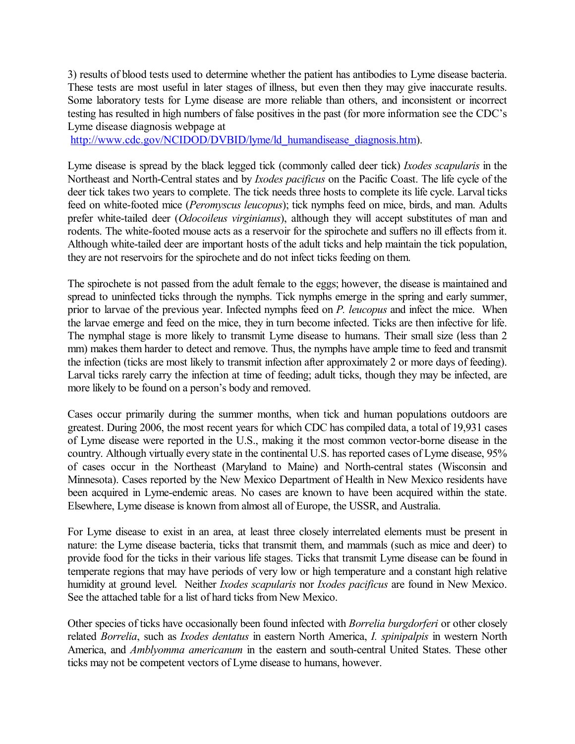3) results of blood tests used to determine whether the patient has antibodies to Lyme disease bacteria. These tests are most useful in later stages of illness, but even then they may give inaccurate results. Some laboratory tests for Lyme disease are more reliable than others, and inconsistent or incorrect testing has resulted in high numbers of false positives in the past (for more information see the CDC's Lyme disease diagnosis webpage at http://www.cdc.gov/NCIDOD/DVBID/lyme/ld_humandisease_diagnosis.htm).

Lyme disease is spread by the black legged tick (commonly called deer tick) *Ixodes scapularis* in the Northeast and North-Central states and by *Ixodes pacificus* on the Pacific Coast. The life cycle of the deer tick takes two years to complete. The tick needs three hosts to complete its life cycle. Larval ticks feed on white-footed mice (*Peromyscus leucopus*); tick nymphs feed on mice, birds, and man. Adults prefer white-tailed deer (*Odocoileus virginianus*), although they will accept substitutes of man and rodents. The white-footed mouse acts as a reservoir for the spirochete and suffers no ill effects from it. Although white-tailed deer are important hosts of the adult ticks and help maintain the tick population, they are not reservoirs for the spirochete and do not infect ticks feeding on them.

The spirochete is not passed from the adult female to the eggs; however, the disease is maintained and spread to uninfected ticks through the nymphs. Tick nymphs emerge in the spring and early summer, prior to larvae of the previous year. Infected nymphs feed on *P. leucopus* and infect the mice. When the larvae emerge and feed on the mice, they in turn become infected. Ticks are then infective for life. The nymphal stage is more likely to transmit Lyme disease to humans. Their small size (less than 2 mm) makes them harder to detect and remove. Thus, the nymphs have ample time to feed and transmit the infection (ticks are most likely to transmit infection after approximately 2 or more days of feeding). Larval ticks rarely carry the infection at time of feeding; adult ticks, though they may be infected, are more likely to be found on a person's body and removed.

Cases occur primarily during the summer months, when tick and human populations outdoors are greatest. During 2006, the most recent years for which CDC has compiled data, a total of 19,931 cases of Lyme disease were reported in the U.S., making it the most common vector-borne disease in the country. Although virtually every state in the continental U.S. has reported cases of Lyme disease, 95% of cases occur in the Northeast (Maryland to Maine) and North-central states (Wisconsin and Minnesota). Cases reported by the New Mexico Department of Health in New Mexico residents have been acquired in Lyme-endemic areas. No cases are known to have been acquired within the state. Elsewhere, Lyme disease is known from almost all of Europe, the USSR, and Australia.

For Lyme disease to exist in an area, at least three closely interrelated elements must be present in nature: the Lyme disease bacteria, ticks that transmit them, and mammals (such as mice and deer) to provide food for the ticks in their various life stages. Ticks that transmit Lyme disease can be found in temperate regions that may have periods of very low or high temperature and a constant high relative humidity at ground level. Neither *Ixodes scapularis* nor *Ixodes pacificus* are found in New Mexico. See the attached table for a list of hard ticks from New Mexico.

Other species of ticks have occasionally been found infected with *Borrelia burgdorferi* or other closely related *Borrelia*, such as *Ixodes dentatus* in eastern North America, *I. spinipalpis* in western North America, and *Amblyomma americanum* in the eastern and south-central United States. These other ticks may not be competent vectors of Lyme disease to humans, however.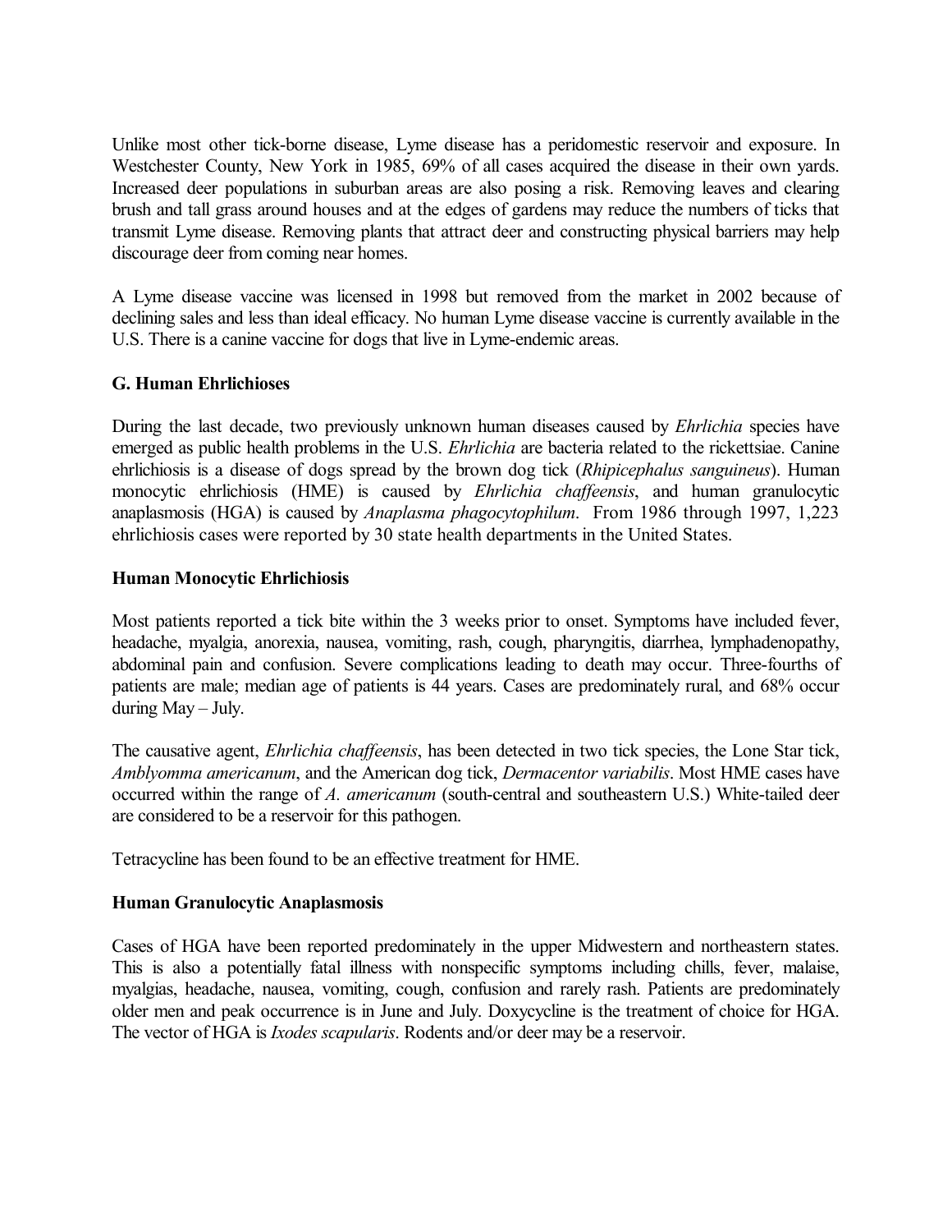Unlike most other tick-borne disease, Lyme disease has a peridomestic reservoir and exposure. In Westchester County, New York in 1985, 69% of all cases acquired the disease in their own yards. Increased deer populations in suburban areas are also posing a risk. Removing leaves and clearing brush and tall grass around houses and at the edges of gardens may reduce the numbers of ticks that transmit Lyme disease. Removing plants that attract deer and constructing physical barriers may help discourage deer from coming near homes.

A Lyme disease vaccine was licensed in 1998 but removed from the market in 2002 because of declining sales and less than ideal efficacy. No human Lyme disease vaccine is currently available in the U.S. There is a canine vaccine for dogs that live in Lyme-endemic areas.

## G. Human Ehrlichioses

During the last decade, two previously unknown human diseases caused by *Ehrlichia* species have emerged as public health problems in the U.S. *Ehrlichia* are bacteria related to the rickettsiae. Canine ehrlichiosis is a disease of dogs spread by the brown dog tick (*Rhipicephalus sanguineus*). Human monocytic ehrlichiosis (HME) is caused by *Ehrlichia chaffeensis*, and human granulocytic anaplasmosis (HGA) is caused by *Anaplasma phagocytophilum*. From 1986 through 1997, 1,223 ehrlichiosis cases were reported by 30 state health departments in the United States.

### Human Monocytic Ehrlichiosis

Most patients reported a tick bite within the 3 weeks prior to onset. Symptoms have included fever, headache, myalgia, anorexia, nausea, vomiting, rash, cough, pharyngitis, diarrhea, lymphadenopathy, abdominal pain and confusion. Severe complications leading to death may occur. Three-fourths of patients are male; median age of patients is 44 years. Cases are predominately rural, and 68% occur during May – July.

The causative agent, *Ehrlichia chaffeensis*, has been detected in two tick species, the Lone Star tick, *Amblyomma americanum*, and the American dog tick, *Dermacentor variabilis*. Most HME cases have occurred within the range of *A. americanum* (south-central and southeastern U.S.) White-tailed deer are considered to be a reservoir for this pathogen.

Tetracycline has been found to be an effective treatment for HME.

### Human Granulocytic Anaplasmosis

Cases of HGA have been reported predominately in the upper Midwestern and northeastern states. This is also a potentially fatal illness with nonspecific symptoms including chills, fever, malaise, myalgias, headache, nausea, vomiting, cough, confusion and rarely rash. Patients are predominately older men and peak occurrence is in June and July. Doxycycline is the treatment of choice for HGA. The vector of HGA is *Ixodes scapularis*. Rodents and/or deer may be a reservoir.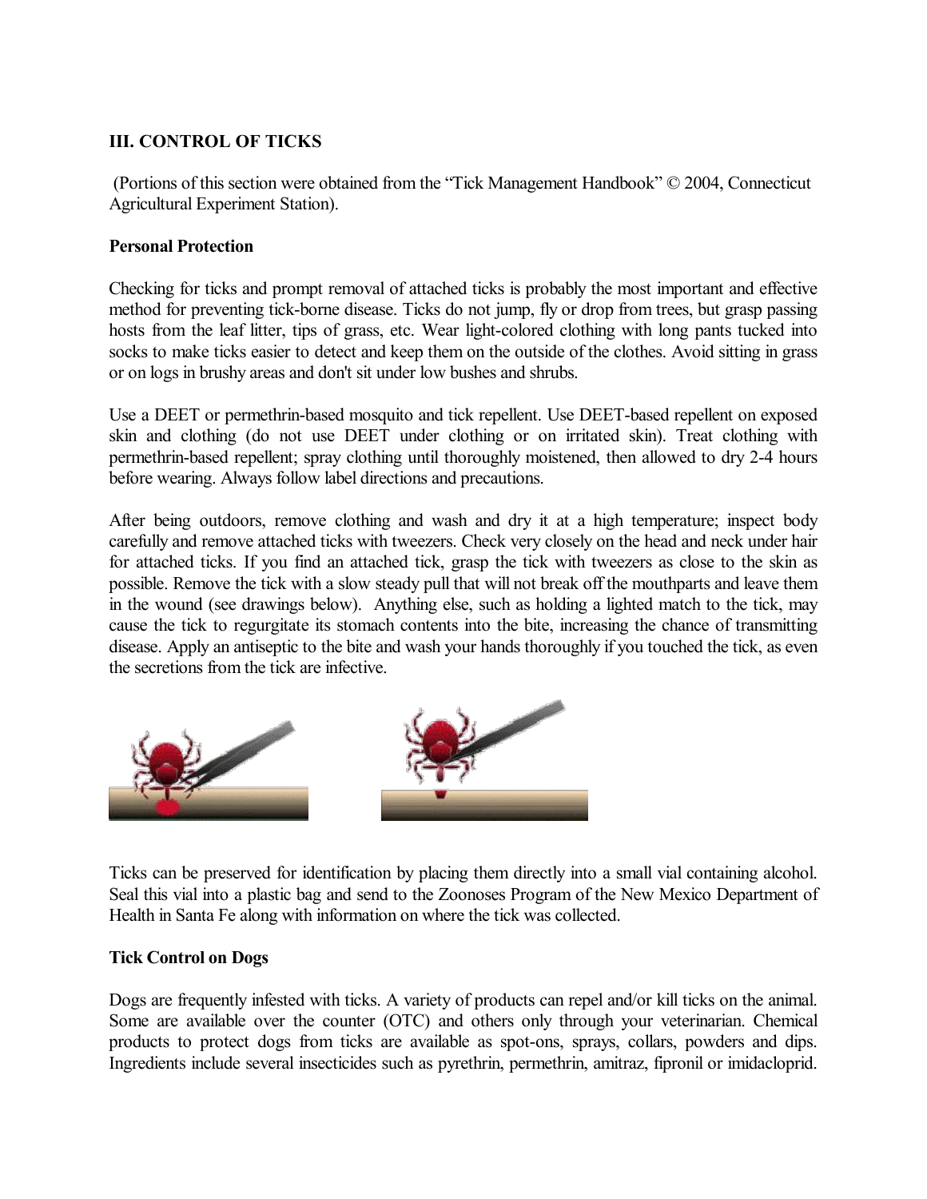## III. CONTROL OF TICKS

(Portions of this section were obtained from the "Tick Management Handbook" © 2004, Connecticut Agricultural Experiment Station).

### Personal Protection

Checking for ticks and prompt removal of attached ticks is probably the most important and effective method for preventing tick-borne disease. Ticks do not jump, fly or drop from trees, but grasp passing hosts from the leaf litter, tips of grass, etc. Wear light-colored clothing with long pants tucked into socks to make ticks easier to detect and keep them on the outside of the clothes. Avoid sitting in grass or on logs in brushy areas and don't sit under low bushes and shrubs.

Use a DEET or permethrin-based mosquito and tick repellent. Use DEET-based repellent on exposed skin and clothing (do not use DEET under clothing or on irritated skin). Treat clothing with permethrin-based repellent; spray clothing until thoroughly moistened, then allowed to dry 2-4 hours before wearing. Always follow label directions and precautions.

After being outdoors, remove clothing and wash and dry it at a high temperature; inspect body carefully and remove attached ticks with tweezers. Check very closely on the head and neck under hair for attached ticks. If you find an attached tick, grasp the tick with tweezers as close to the skin as possible. Remove the tick with a slow steady pull that will not break off the mouthparts and leave them in the wound (see drawings below). Anything else, such as holding a lighted match to the tick, may cause the tick to regurgitate its stomach contents into the bite, increasing the chance of transmitting disease. Apply an antiseptic to the bite and wash your hands thoroughly if you touched the tick, as even the secretions from the tick are infective.

Ticks can be preserved for identification by placing them directly into a small vial containing alcohol. Seal this vial into a plastic bag and send to the Zoonoses Program of the New Mexico Department of Health in Santa Fe along with information on where the tick was collected.

### Tick Control on Dogs

Dogs are frequently infested with ticks. A variety of products can repel and/or kill ticks on the animal. Some are available over the counter (OTC) and others only through your veterinarian. Chemical products to protect dogs from ticks are available as spot-ons, sprays, collars, powders and dips. Ingredients include several insecticides such as pyrethrin, permethrin, amitraz, fipronil or imidacloprid.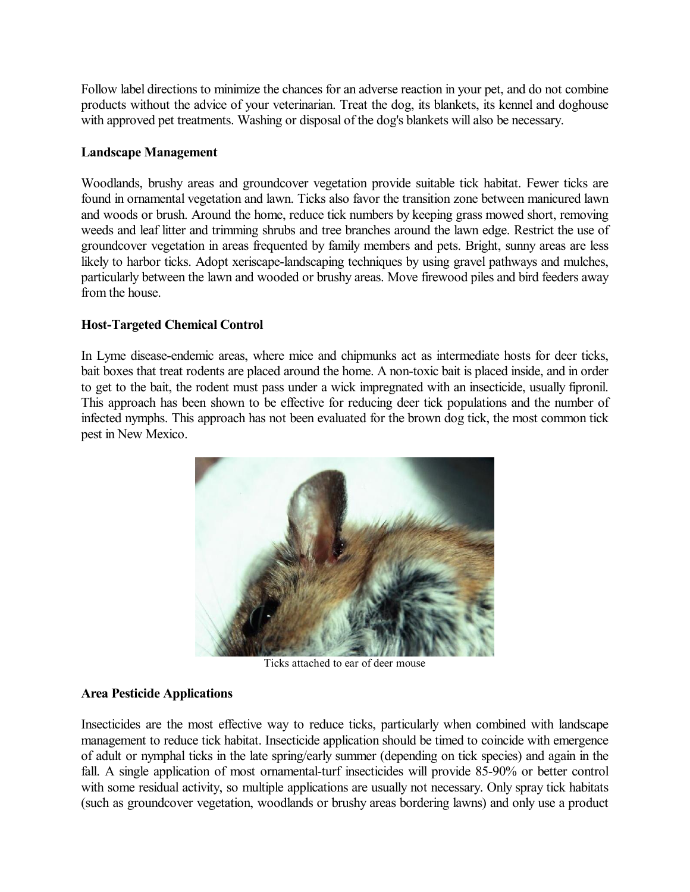Follow label directions to minimize the chances for an adverse reaction in your pet, and do not combine products without the advice of your veterinarian. Treat the dog, its blankets, its kennel and doghouse with approved pet treatments. Washing or disposal of the dog's blankets will also be necessary.

**Landscape Management**

Woodlands, brushy areas and groundcover vegetation provide suitable tick habitat. Fewer ticks are found in ornamental vegetation and lawn. Ticks also favor the transition zone between manicured lawn and woods or brush. Around the home, reduce tick numbers by keeping grass mowed short, removing weeds and leaf litter and trimming shrubs and tree branches around the lawn edge. Restrict the use of groundcover vegetation in areas frequented by family members and pets. Bright, sunny areas are less likely to harbor ticks. Adopt xeriscape-landscaping techniques by using gravel pathways and mulches, particularly between the lawn and wooded or brushy areas. Move firewood piles and bird feeders away from the house.

**Host-Targeted Chemical Control**

In Lyme disease-endemic areas, where mice and chipmunks act as intermediate hosts for deer ticks, bait boxes that treat rodents are placed around the home. A non-toxic bait is placed inside, and in order to get to the bait, the rodent must pass under a wick impregnated with an insecticide, usually fipronil. This approach has been shown to be effective for reducing deer tick populations and the number of infected nymphs. This approach has not been evaluated for the brown dog tick, the most common tick pest in New Mexico.

Ticks attached to ear of deer mouse

**Area Pesticide Applications**

Insecticides are the most effective way to reduce ticks, particularly when combined with landscape management to reduce tick habitat. Insecticide application should be timed to coincide with emergence of adult or nymphal ticks in the late spring/early summer (depending on tick species) and again in the fall. A single application of most ornamental-turf insecticides will provide 85-90% or better control with some residual activity, so multiple applications are usually not necessary. Only spray tick habitats (such as groundcover vegetation, woodlands or brushy areas bordering lawns) and only use a product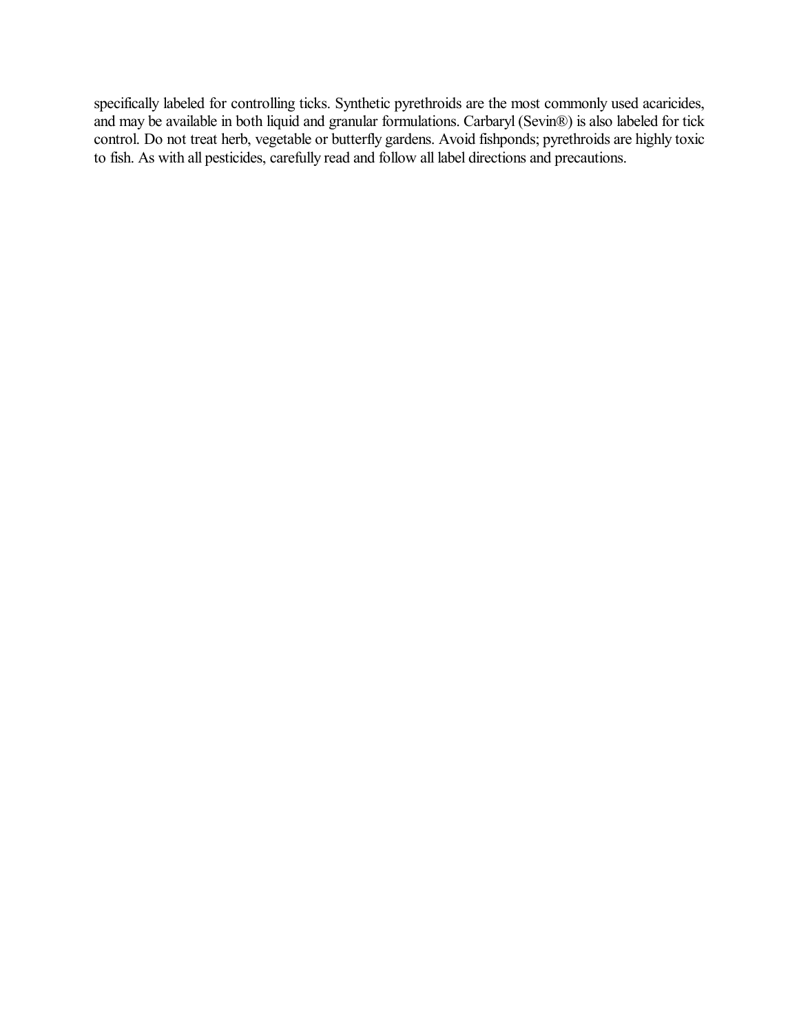specifically labeled for controlling ticks. Synthetic pyrethroids are the most commonly used acaricides, and may be available in both liquid and granular formulations. Carbaryl (Sevin®) is also labeled for tick control. Do not treat herb, vegetable or butterfly gardens. Avoid fishponds; pyrethroids are highly toxic to fish. As with all pesticides, carefully read and follow all label directions and precautions.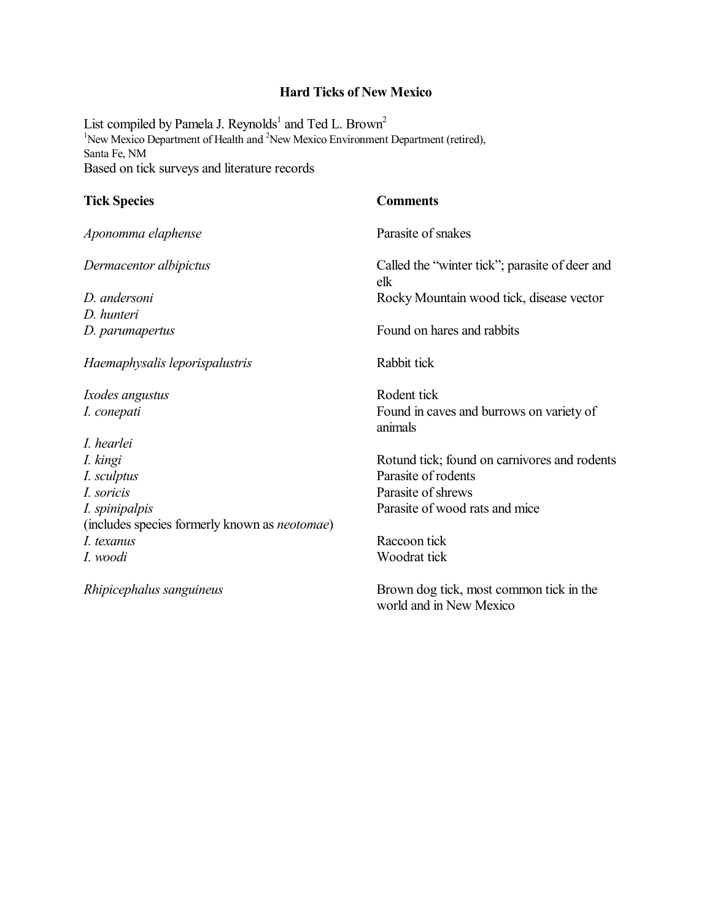# Hard Ticks of New Mexico

List compiled by Pamela J. Reynolds[1] and Ted L. Brown[2]
[1]New Mexico Department of Health and [2]New Mexico Environment Department (retired), Santa Fe, NM
Based on tick surveys and literature records

| Tick Species | Comments |
|---|---|
| *Aponomma elaphense* | Parasite of snakes |
| *Dermacentor albipictus* | Called the "winter tick"; parasite of deer and elk |
| *D. andersoni* | Rocky Mountain wood tick, disease vector |
| *D. hunteri* | |
| *D. parumapertus* | Found on hares and rabbits |
| *Haemaphysalis leporispalustris* | Rabbit tick |
| *Ixodes angustus* | Rodent tick |
| *I. conepati* | Found in caves and burrows on variety of animals |
| *I. hearlei* | |
| *I. kingi* | Rotund tick; found on carnivores and rodents |
| *I. sculptus* | Parasite of rodents |
| *I. soricis* | Parasite of shrews |
| *I. spinipalpis* (includes species formerly known as *neotomae*) | Parasite of wood rats and mice |
| *I. texanus* | Raccoon tick |
| *I. woodi* | Woodrat tick |
| *Rhipicephalus sanguineus* | Brown dog tick, most common tick in the world and in New Mexico |